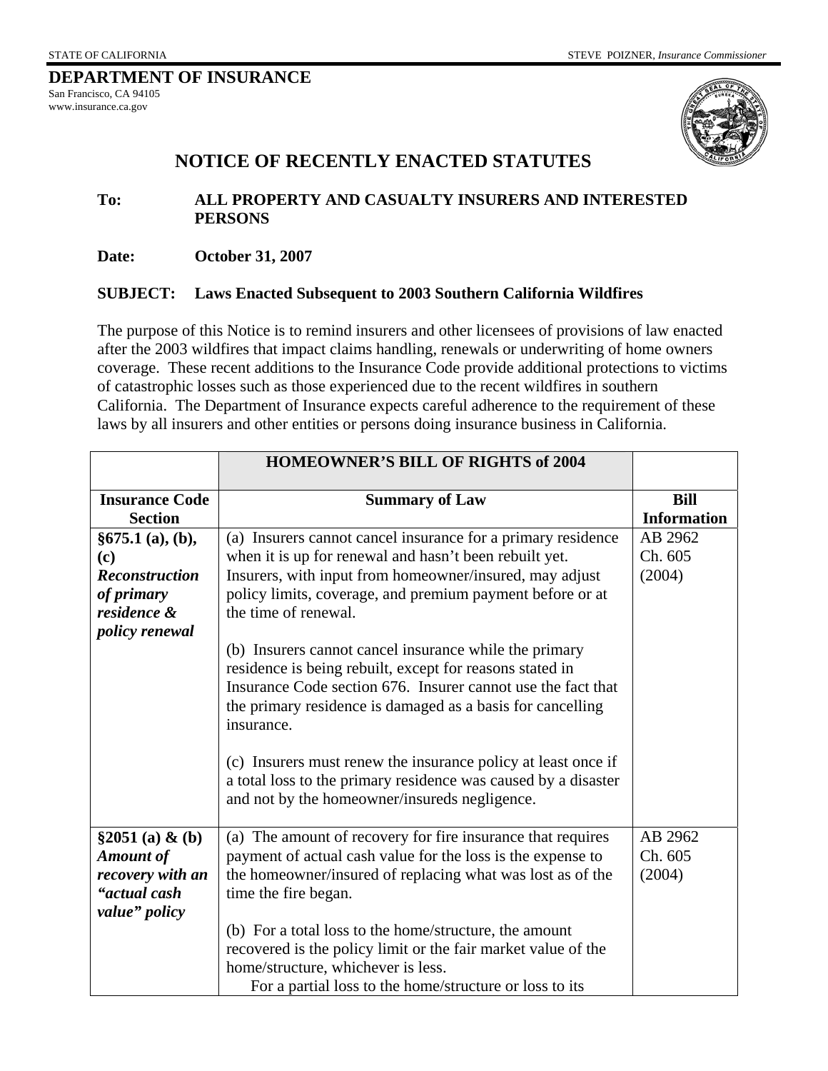STATE OF CALIFORNIA STEVE POIZNER, *Insurance Commissioner*

**DEPARTMENT OF INSURANCE**
San Francisco, CA 94105
www.insurance.ca.gov

# NOTICE OF RECENTLY ENACTED STATUTES

**To:** **ALL PROPERTY AND CASUALTY INSURERS AND INTERESTED PERSONS**

**Date:** **October 31, 2007**

**SUBJECT:** **Laws Enacted Subsequent to 2003 Southern California Wildfires**

The purpose of this Notice is to remind insurers and other licensees of provisions of law enacted after the 2003 wildfires that impact claims handling, renewals or underwriting of home owners coverage. These recent additions to the Insurance Code provide additional protections to victims of catastrophic losses such as those experienced due to the recent wildfires in southern California. The Department of Insurance expects careful adherence to the requirement of these laws by all insurers and other entities or persons doing insurance business in California.

| | **HOMEOWNER'S BILL OF RIGHTS of 2004** | |
|---|---|---|
| **Insurance Code Section** | **Summary of Law** | **Bill Information** |
| **§675.1 (a), (b), (c)** ***Reconstruction of primary residence & policy renewal*** | (a) Insurers cannot cancel insurance for a primary residence when it is up for renewal and hasn't been rebuilt yet. Insurers, with input from homeowner/insured, may adjust policy limits, coverage, and premium payment before or at the time of renewal.<br><br>(b) Insurers cannot cancel insurance while the primary residence is being rebuilt, except for reasons stated in Insurance Code section 676. Insurer cannot use the fact that the primary residence is damaged as a basis for cancelling insurance.<br><br>(c) Insurers must renew the insurance policy at least once if a total loss to the primary residence was caused by a disaster and not by the homeowner/insureds negligence. | AB 2962 Ch. 605 (2004) |
| **§2051 (a) & (b)** ***Amount of recovery with an "actual cash value" policy*** | (a) The amount of recovery for fire insurance that requires payment of actual cash value for the loss is the expense to the homeowner/insured of replacing what was lost as of the time the fire began.<br><br>(b) For a total loss to the home/structure, the amount recovered is the policy limit or the fair market value of the home/structure, whichever is less.<br>For a partial loss to the home/structure or loss to its | AB 2962 Ch. 605 (2004) |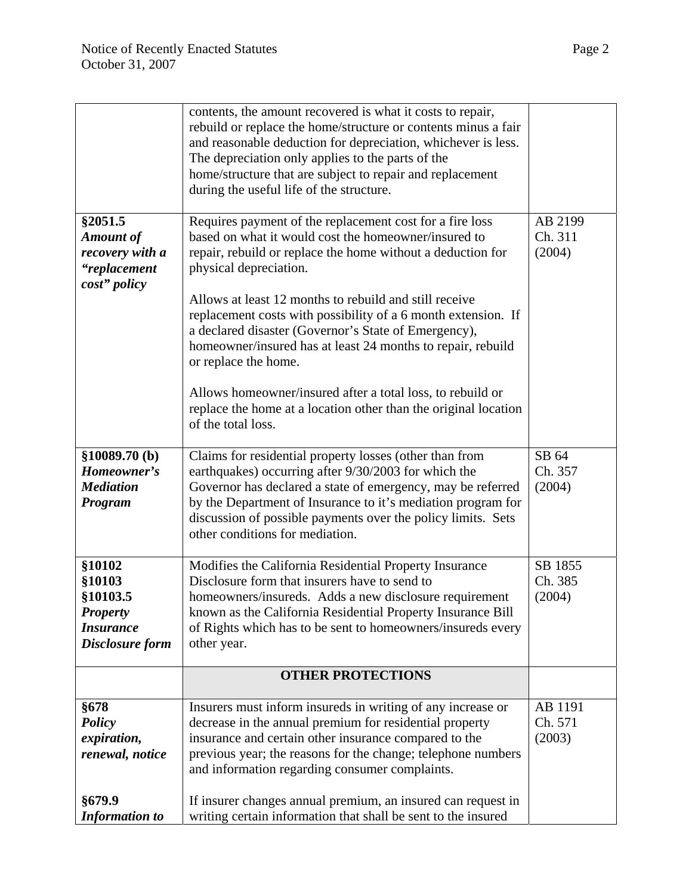| | | |
|---|---|---|
| | contents, the amount recovered is what it costs to repair, rebuild or replace the home/structure or contents minus a fair and reasonable deduction for depreciation, whichever is less. The depreciation only applies to the parts of the home/structure that are subject to repair and replacement during the useful life of the structure. | |
| **§2051.5** ***Amount of recovery with a "replacement cost" policy*** | Requires payment of the replacement cost for a fire loss based on what it would cost the homeowner/insured to repair, rebuild or replace the home without a deduction for physical depreciation.<br><br>Allows at least 12 months to rebuild and still receive replacement costs with possibility of a 6 month extension. If a declared disaster (Governor's State of Emergency), homeowner/insured has at least 24 months to repair, rebuild or replace the home.<br><br>Allows homeowner/insured after a total loss, to rebuild or replace the home at a location other than the original location of the total loss. | AB 2199 Ch. 311 (2004) |
| **§10089.70 (b)** ***Homeowner's Mediation Program*** | Claims for residential property losses (other than from earthquakes) occurring after 9/30/2003 for which the Governor has declared a state of emergency, may be referred by the Department of Insurance to it's mediation program for discussion of possible payments over the policy limits. Sets other conditions for mediation. | SB 64 Ch. 357 (2004) |
| **§10102** **§10103** **§10103.5** ***Property Insurance Disclosure form*** | Modifies the California Residential Property Insurance Disclosure form that insurers have to send to homeowners/insureds. Adds a new disclosure requirement known as the California Residential Property Insurance Bill of Rights which has to be sent to homeowners/insureds every other year. | SB 1855 Ch. 385 (2004) |
| | **OTHER PROTECTIONS** | |
| **§678** ***Policy expiration, renewal, notice***<br><br>**§679.9** ***Information to*** | Insurers must inform insureds in writing of any increase or decrease in the annual premium for residential property insurance and certain other insurance compared to the previous year; the reasons for the change; telephone numbers and information regarding consumer complaints.<br><br>If insurer changes annual premium, an insured can request in writing certain information that shall be sent to the insured | AB 1191 Ch. 571 (2003) |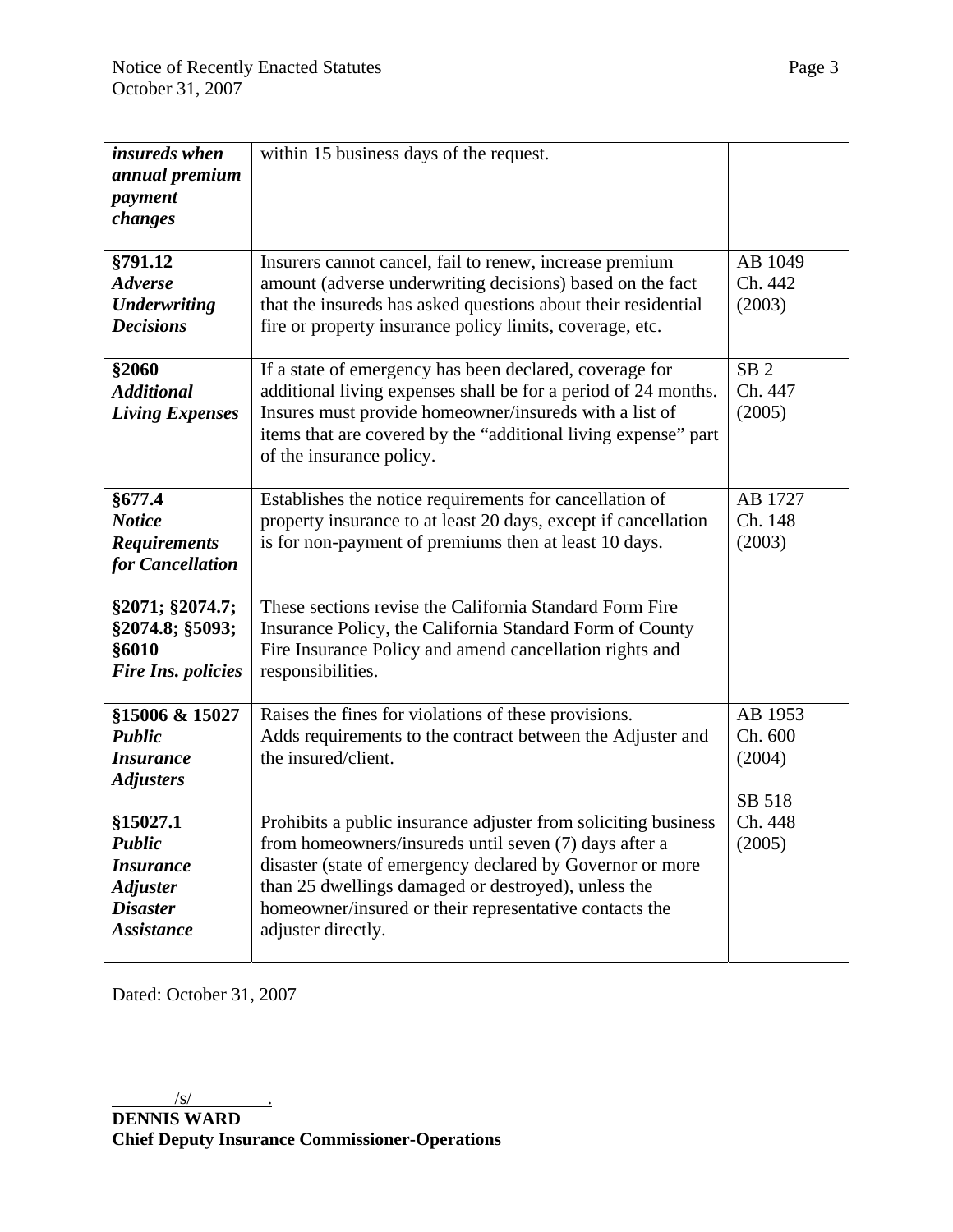| | | |
|---|---|---|
| ***insureds when annual premium payment changes*** | within 15 business days of the request. | |
| **§791.12** ***Adverse Underwriting Decisions*** | Insurers cannot cancel, fail to renew, increase premium amount (adverse underwriting decisions) based on the fact that the insureds has asked questions about their residential fire or property insurance policy limits, coverage, etc. | AB 1049 Ch. 442 (2003) |
| **§2060** ***Additional Living Expenses*** | If a state of emergency has been declared, coverage for additional living expenses shall be for a period of 24 months. Insures must provide homeowner/insureds with a list of items that are covered by the "additional living expense" part of the insurance policy. | SB 2 Ch. 447 (2005) |
| **§677.4** ***Notice Requirements for Cancellation*** <br><br> **§2071; §2074.7; §2074.8; §5093; §6010** ***Fire Ins. policies*** | Establishes the notice requirements for cancellation of property insurance to at least 20 days, except if cancellation is for non-payment of premiums then at least 10 days. <br><br> These sections revise the California Standard Form Fire Insurance Policy, the California Standard Form of County Fire Insurance Policy and amend cancellation rights and responsibilities. | AB 1727 Ch. 148 (2003) |
| **§15006 & 15027** ***Public Insurance Adjusters*** <br><br> **§15027.1** ***Public Insurance Adjuster Disaster Assistance*** | Raises the fines for violations of these provisions. Adds requirements to the contract between the Adjuster and the insured/client. <br><br> Prohibits a public insurance adjuster from soliciting business from homeowners/insureds until seven (7) days after a disaster (state of emergency declared by Governor or more than 25 dwellings damaged or destroyed), unless the homeowner/insured or their representative contacts the adjuster directly. | AB 1953 Ch. 600 (2004) <br><br> SB 518 Ch. 448 (2005) |

Dated: October 31, 2007

/s/ .

**DENNIS WARD**
**Chief Deputy Insurance Commissioner-Operations**